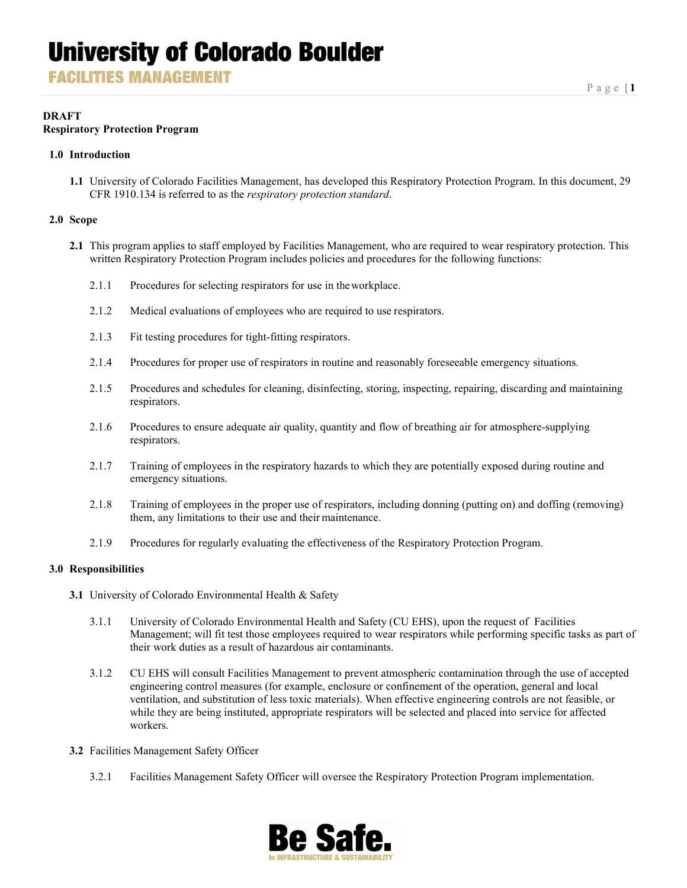**DRAFT**
**Respiratory Protection Program**

## 1.0 Introduction

**1.1** University of Colorado Facilities Management, has developed this Respiratory Protection Program. In this document, 29 CFR 1910.134 is referred to as the *respiratory protection standard*.

## 2.0 Scope

**2.1** This program applies to staff employed by Facilities Management, who are required to wear respiratory protection. This written Respiratory Protection Program includes policies and procedures for the following functions:

2.1.1 Procedures for selecting respirators for use in the workplace.

2.1.2 Medical evaluations of employees who are required to use respirators.

2.1.3 Fit testing procedures for tight-fitting respirators.

2.1.4 Procedures for proper use of respirators in routine and reasonably foreseeable emergency situations.

2.1.5 Procedures and schedules for cleaning, disinfecting, storing, inspecting, repairing, discarding and maintaining respirators.

2.1.6 Procedures to ensure adequate air quality, quantity and flow of breathing air for atmosphere-supplying respirators.

2.1.7 Training of employees in the respiratory hazards to which they are potentially exposed during routine and emergency situations.

2.1.8 Training of employees in the proper use of respirators, including donning (putting on) and doffing (removing) them, any limitations to their use and their maintenance.

2.1.9 Procedures for regularly evaluating the effectiveness of the Respiratory Protection Program.

## 3.0 Responsibilities

**3.1** University of Colorado Environmental Health & Safety

3.1.1 University of Colorado Environmental Health and Safety (CU EHS), upon the request of Facilities Management; will fit test those employees required to wear respirators while performing specific tasks as part of their work duties as a result of hazardous air contaminants.

3.1.2 CU EHS will consult Facilities Management to prevent atmospheric contamination through the use of accepted engineering control measures (for example, enclosure or confinement of the operation, general and local ventilation, and substitution of less toxic materials). When effective engineering controls are not feasible, or while they are being instituted, appropriate respirators will be selected and placed into service for affected workers.

**3.2** Facilities Management Safety Officer

3.2.1 Facilities Management Safety Officer will oversee the Respiratory Protection Program implementation.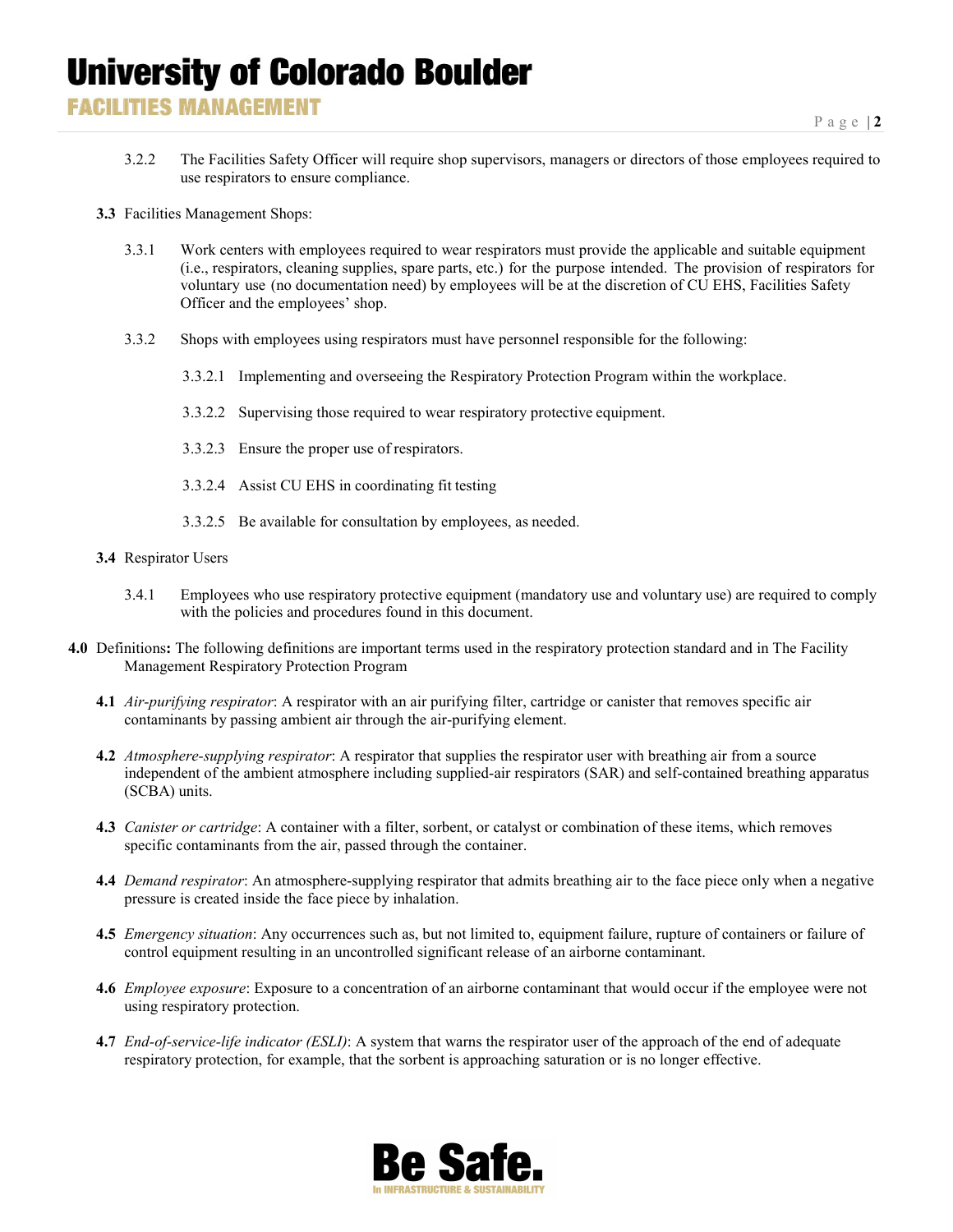3.2.2 The Facilities Safety Officer will require shop supervisors, managers or directors of those employees required to use respirators to ensure compliance.

**3.3** Facilities Management Shops:

3.3.1 Work centers with employees required to wear respirators must provide the applicable and suitable equipment (i.e., respirators, cleaning supplies, spare parts, etc.) for the purpose intended. The provision of respirators for voluntary use (no documentation need) by employees will be at the discretion of CU EHS, Facilities Safety Officer and the employees' shop.

3.3.2 Shops with employees using respirators must have personnel responsible for the following:

3.3.2.1 Implementing and overseeing the Respiratory Protection Program within the workplace.

3.3.2.2 Supervising those required to wear respiratory protective equipment.

3.3.2.3 Ensure the proper use of respirators.

3.3.2.4 Assist CU EHS in coordinating fit testing

3.3.2.5 Be available for consultation by employees, as needed.

**3.4** Respirator Users

3.4.1 Employees who use respiratory protective equipment (mandatory use and voluntary use) are required to comply with the policies and procedures found in this document.

**4.0** Definitions**:** The following definitions are important terms used in the respiratory protection standard and in The Facility Management Respiratory Protection Program

**4.1** *Air-purifying respirator*: A respirator with an air purifying filter, cartridge or canister that removes specific air contaminants by passing ambient air through the air-purifying element.

**4.2** *Atmosphere-supplying respirator*: A respirator that supplies the respirator user with breathing air from a source independent of the ambient atmosphere including supplied-air respirators (SAR) and self-contained breathing apparatus (SCBA) units.

**4.3** *Canister or cartridge*: A container with a filter, sorbent, or catalyst or combination of these items, which removes specific contaminants from the air, passed through the container.

**4.4** *Demand respirator*: An atmosphere-supplying respirator that admits breathing air to the face piece only when a negative pressure is created inside the face piece by inhalation.

**4.5** *Emergency situation*: Any occurrences such as, but not limited to, equipment failure, rupture of containers or failure of control equipment resulting in an uncontrolled significant release of an airborne contaminant.

**4.6** *Employee exposure*: Exposure to a concentration of an airborne contaminant that would occur if the employee were not using respiratory protection.

**4.7** *End-of-service-life indicator (ESLI)*: A system that warns the respirator user of the approach of the end of adequate respiratory protection, for example, that the sorbent is approaching saturation or is no longer effective.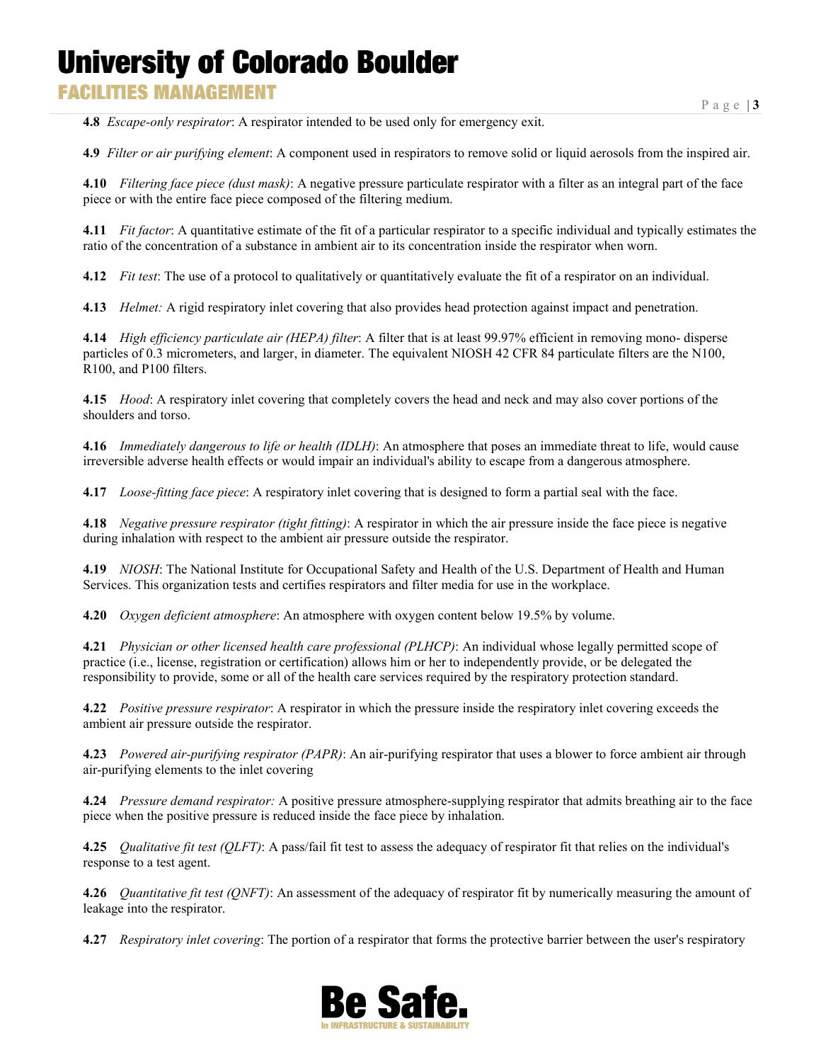**4.8** *Escape-only respirator*: A respirator intended to be used only for emergency exit.

**4.9** *Filter or air purifying element*: A component used in respirators to remove solid or liquid aerosols from the inspired air.

**4.10** *Filtering face piece (dust mask)*: A negative pressure particulate respirator with a filter as an integral part of the face piece or with the entire face piece composed of the filtering medium.

**4.11** *Fit factor*: A quantitative estimate of the fit of a particular respirator to a specific individual and typically estimates the ratio of the concentration of a substance in ambient air to its concentration inside the respirator when worn.

**4.12** *Fit test*: The use of a protocol to qualitatively or quantitatively evaluate the fit of a respirator on an individual.

**4.13** *Helmet:* A rigid respiratory inlet covering that also provides head protection against impact and penetration.

**4.14** *High efficiency particulate air (HEPA) filter*: A filter that is at least 99.97% efficient in removing mono- disperse particles of 0.3 micrometers, and larger, in diameter. The equivalent NIOSH 42 CFR 84 particulate filters are the N100, R100, and P100 filters.

**4.15** *Hood*: A respiratory inlet covering that completely covers the head and neck and may also cover portions of the shoulders and torso.

**4.16** *Immediately dangerous to life or health (IDLH)*: An atmosphere that poses an immediate threat to life, would cause irreversible adverse health effects or would impair an individual's ability to escape from a dangerous atmosphere.

**4.17** *Loose-fitting face piece*: A respiratory inlet covering that is designed to form a partial seal with the face.

**4.18** *Negative pressure respirator (tight fitting)*: A respirator in which the air pressure inside the face piece is negative during inhalation with respect to the ambient air pressure outside the respirator.

**4.19** *NIOSH*: The National Institute for Occupational Safety and Health of the U.S. Department of Health and Human Services. This organization tests and certifies respirators and filter media for use in the workplace.

**4.20** *Oxygen deficient atmosphere*: An atmosphere with oxygen content below 19.5% by volume.

**4.21** *Physician or other licensed health care professional (PLHCP)*: An individual whose legally permitted scope of practice (i.e., license, registration or certification) allows him or her to independently provide, or be delegated the responsibility to provide, some or all of the health care services required by the respiratory protection standard.

**4.22** *Positive pressure respirator*: A respirator in which the pressure inside the respiratory inlet covering exceeds the ambient air pressure outside the respirator.

**4.23** *Powered air-purifying respirator (PAPR)*: An air-purifying respirator that uses a blower to force ambient air through air-purifying elements to the inlet covering

**4.24** *Pressure demand respirator:* A positive pressure atmosphere-supplying respirator that admits breathing air to the face piece when the positive pressure is reduced inside the face piece by inhalation.

**4.25** *Qualitative fit test (QLFT)*: A pass/fail fit test to assess the adequacy of respirator fit that relies on the individual's response to a test agent.

**4.26** *Quantitative fit test (QNFT)*: An assessment of the adequacy of respirator fit by numerically measuring the amount of leakage into the respirator.

**4.27** *Respiratory inlet covering*: The portion of a respirator that forms the protective barrier between the user's respiratory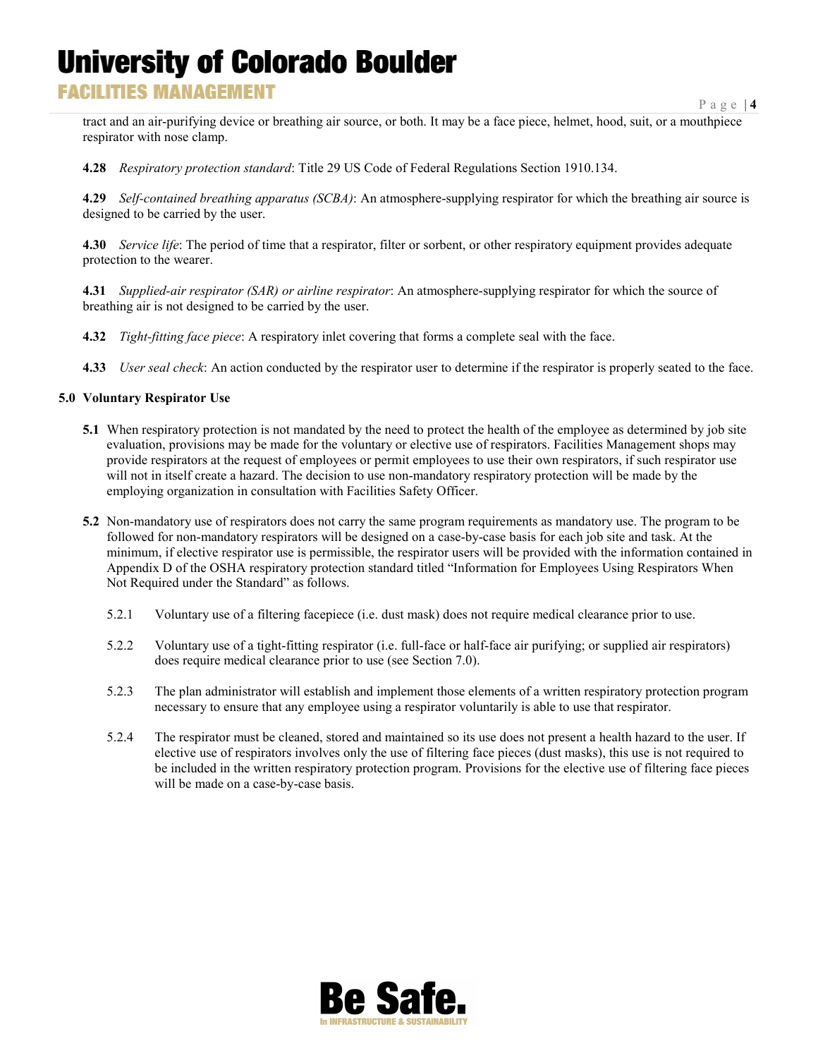tract and an air-purifying device or breathing air source, or both. It may be a face piece, helmet, hood, suit, or a mouthpiece respirator with nose clamp.

**4.28** *Respiratory protection standard*: Title 29 US Code of Federal Regulations Section 1910.134.

**4.29** *Self-contained breathing apparatus (SCBA)*: An atmosphere-supplying respirator for which the breathing air source is designed to be carried by the user.

**4.30** *Service life*: The period of time that a respirator, filter or sorbent, or other respiratory equipment provides adequate protection to the wearer.

**4.31** *Supplied-air respirator (SAR) or airline respirator*: An atmosphere-supplying respirator for which the source of breathing air is not designed to be carried by the user.

**4.32** *Tight-fitting face piece*: A respiratory inlet covering that forms a complete seal with the face.

**4.33** *User seal check*: An action conducted by the respirator user to determine if the respirator is properly seated to the face.

## 5.0 Voluntary Respirator Use

**5.1** When respiratory protection is not mandated by the need to protect the health of the employee as determined by job site evaluation, provisions may be made for the voluntary or elective use of respirators. Facilities Management shops may provide respirators at the request of employees or permit employees to use their own respirators, if such respirator use will not in itself create a hazard. The decision to use non-mandatory respiratory protection will be made by the employing organization in consultation with Facilities Safety Officer.

**5.2** Non-mandatory use of respirators does not carry the same program requirements as mandatory use. The program to be followed for non-mandatory respirators will be designed on a case-by-case basis for each job site and task. At the minimum, if elective respirator use is permissible, the respirator users will be provided with the information contained in Appendix D of the OSHA respiratory protection standard titled "Information for Employees Using Respirators When Not Required under the Standard" as follows.

5.2.1 Voluntary use of a filtering facepiece (i.e. dust mask) does not require medical clearance prior to use.

5.2.2 Voluntary use of a tight-fitting respirator (i.e. full-face or half-face air purifying; or supplied air respirators) does require medical clearance prior to use (see Section 7.0).

5.2.3 The plan administrator will establish and implement those elements of a written respiratory protection program necessary to ensure that any employee using a respirator voluntarily is able to use that respirator.

5.2.4 The respirator must be cleaned, stored and maintained so its use does not present a health hazard to the user. If elective use of respirators involves only the use of filtering face pieces (dust masks), this use is not required to be included in the written respiratory protection program. Provisions for the elective use of filtering face pieces will be made on a case-by-case basis.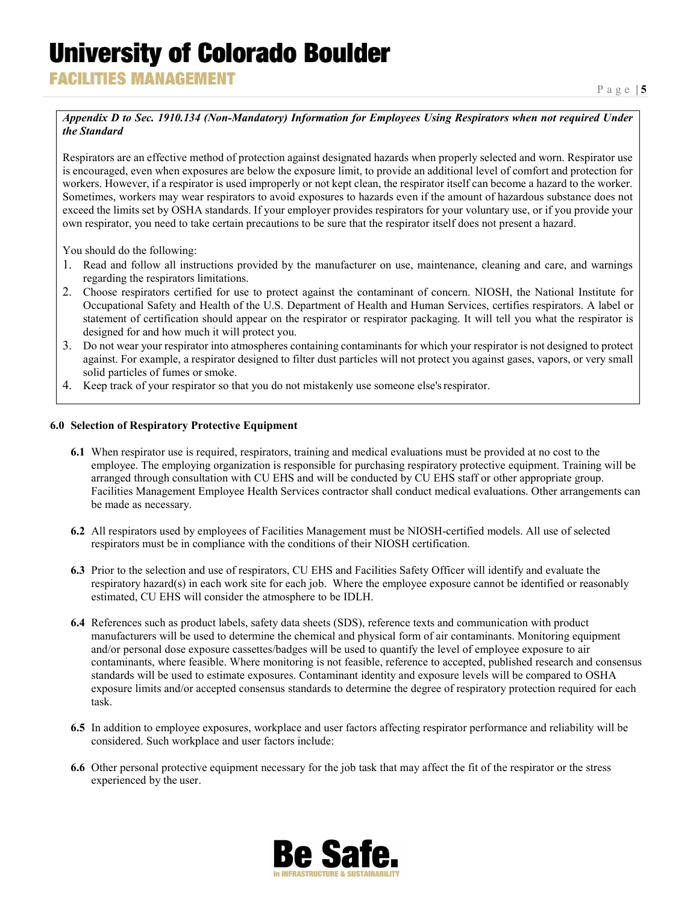***Appendix D to Sec. 1910.134 (Non-Mandatory) Information for Employees Using Respirators when not required Under the Standard***

Respirators are an effective method of protection against designated hazards when properly selected and worn. Respirator use is encouraged, even when exposures are below the exposure limit, to provide an additional level of comfort and protection for workers. However, if a respirator is used improperly or not kept clean, the respirator itself can become a hazard to the worker. Sometimes, workers may wear respirators to avoid exposures to hazards even if the amount of hazardous substance does not exceed the limits set by OSHA standards. If your employer provides respirators for your voluntary use, or if you provide your own respirator, you need to take certain precautions to be sure that the respirator itself does not present a hazard.

You should do the following:

1. Read and follow all instructions provided by the manufacturer on use, maintenance, cleaning and care, and warnings regarding the respirators limitations.
2. Choose respirators certified for use to protect against the contaminant of concern. NIOSH, the National Institute for Occupational Safety and Health of the U.S. Department of Health and Human Services, certifies respirators. A label or statement of certification should appear on the respirator or respirator packaging. It will tell you what the respirator is designed for and how much it will protect you.
3. Do not wear your respirator into atmospheres containing contaminants for which your respirator is not designed to protect against. For example, a respirator designed to filter dust particles will not protect you against gases, vapors, or very small solid particles of fumes or smoke.
4. Keep track of your respirator so that you do not mistakenly use someone else's respirator.

## 6.0 Selection of Respiratory Protective Equipment

**6.1** When respirator use is required, respirators, training and medical evaluations must be provided at no cost to the employee. The employing organization is responsible for purchasing respiratory protective equipment. Training will be arranged through consultation with CU EHS and will be conducted by CU EHS staff or other appropriate group. Facilities Management Employee Health Services contractor shall conduct medical evaluations. Other arrangements can be made as necessary.

**6.2** All respirators used by employees of Facilities Management must be NIOSH-certified models. All use of selected respirators must be in compliance with the conditions of their NIOSH certification.

**6.3** Prior to the selection and use of respirators, CU EHS and Facilities Safety Officer will identify and evaluate the respiratory hazard(s) in each work site for each job. Where the employee exposure cannot be identified or reasonably estimated, CU EHS will consider the atmosphere to be IDLH.

**6.4** References such as product labels, safety data sheets (SDS), reference texts and communication with product manufacturers will be used to determine the chemical and physical form of air contaminants. Monitoring equipment and/or personal dose exposure cassettes/badges will be used to quantify the level of employee exposure to air contaminants, where feasible. Where monitoring is not feasible, reference to accepted, published research and consensus standards will be used to estimate exposures. Contaminant identity and exposure levels will be compared to OSHA exposure limits and/or accepted consensus standards to determine the degree of respiratory protection required for each task.

**6.5** In addition to employee exposures, workplace and user factors affecting respirator performance and reliability will be considered. Such workplace and user factors include:

**6.6** Other personal protective equipment necessary for the job task that may affect the fit of the respirator or the stress experienced by the user.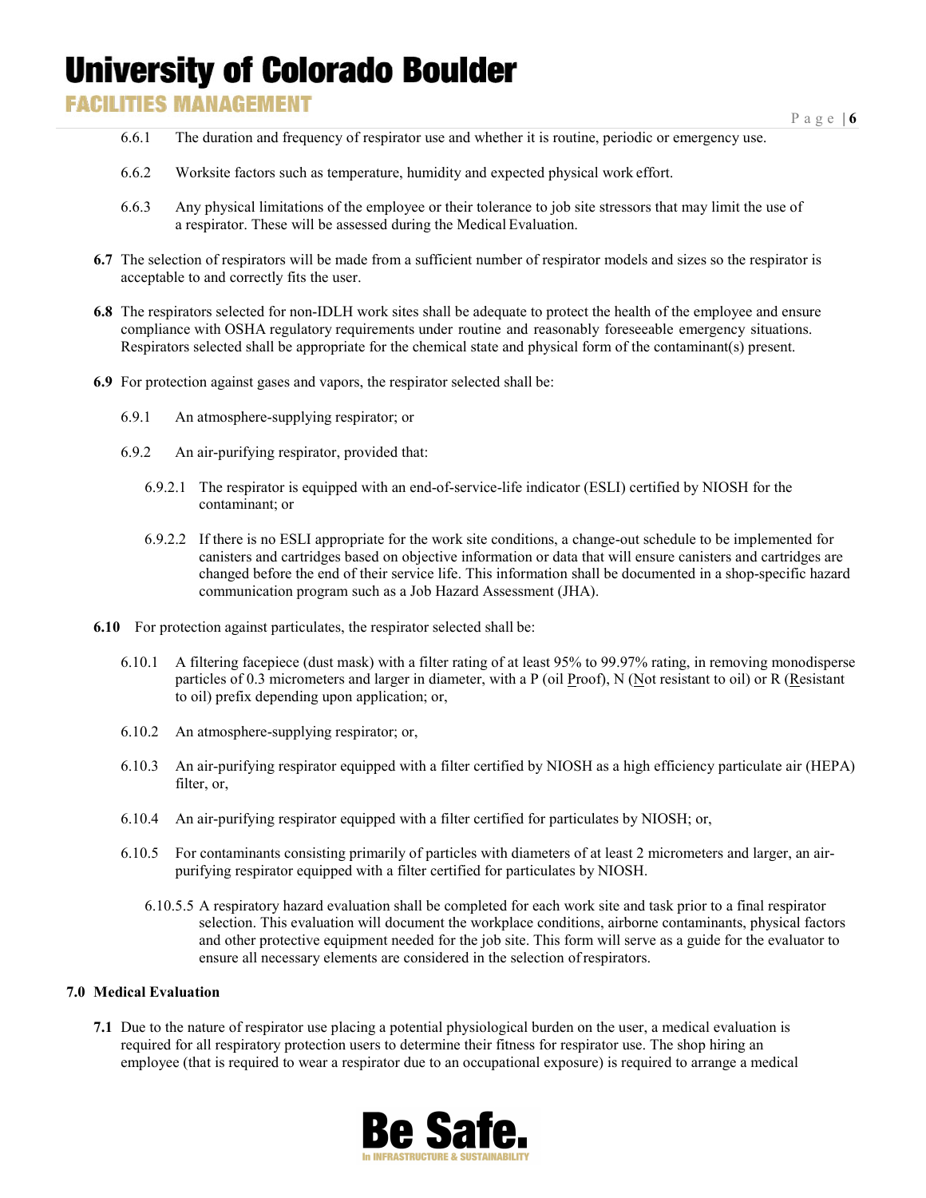6.6.1 The duration and frequency of respirator use and whether it is routine, periodic or emergency use.

6.6.2 Worksite factors such as temperature, humidity and expected physical work effort.

6.6.3 Any physical limitations of the employee or their tolerance to job site stressors that may limit the use of a respirator. These will be assessed during the Medical Evaluation.

**6.7** The selection of respirators will be made from a sufficient number of respirator models and sizes so the respirator is acceptable to and correctly fits the user.

**6.8** The respirators selected for non-IDLH work sites shall be adequate to protect the health of the employee and ensure compliance with OSHA regulatory requirements under routine and reasonably foreseeable emergency situations. Respirators selected shall be appropriate for the chemical state and physical form of the contaminant(s) present.

**6.9** For protection against gases and vapors, the respirator selected shall be:

6.9.1 An atmosphere-supplying respirator; or

6.9.2 An air-purifying respirator, provided that:

6.9.2.1 The respirator is equipped with an end-of-service-life indicator (ESLI) certified by NIOSH for the contaminant; or

6.9.2.2 If there is no ESLI appropriate for the work site conditions, a change-out schedule to be implemented for canisters and cartridges based on objective information or data that will ensure canisters and cartridges are changed before the end of their service life. This information shall be documented in a shop-specific hazard communication program such as a Job Hazard Assessment (JHA).

**6.10** For protection against particulates, the respirator selected shall be:

6.10.1 A filtering facepiece (dust mask) with a filter rating of at least 95% to 99.97% rating, in removing monodisperse particles of 0.3 micrometers and larger in diameter, with a P (oil Proof), N (Not resistant to oil) or R (Resistant to oil) prefix depending upon application; or,

6.10.2 An atmosphere-supplying respirator; or,

6.10.3 An air-purifying respirator equipped with a filter certified by NIOSH as a high efficiency particulate air (HEPA) filter, or,

6.10.4 An air-purifying respirator equipped with a filter certified for particulates by NIOSH; or,

6.10.5 For contaminants consisting primarily of particles with diameters of at least 2 micrometers and larger, an air-purifying respirator equipped with a filter certified for particulates by NIOSH.

6.10.5.5 A respiratory hazard evaluation shall be completed for each work site and task prior to a final respirator selection. This evaluation will document the workplace conditions, airborne contaminants, physical factors and other protective equipment needed for the job site. This form will serve as a guide for the evaluator to ensure all necessary elements are considered in the selection of respirators.

## 7.0 Medical Evaluation

**7.1** Due to the nature of respirator use placing a potential physiological burden on the user, a medical evaluation is required for all respiratory protection users to determine their fitness for respirator use. The shop hiring an employee (that is required to wear a respirator due to an occupational exposure) is required to arrange a medical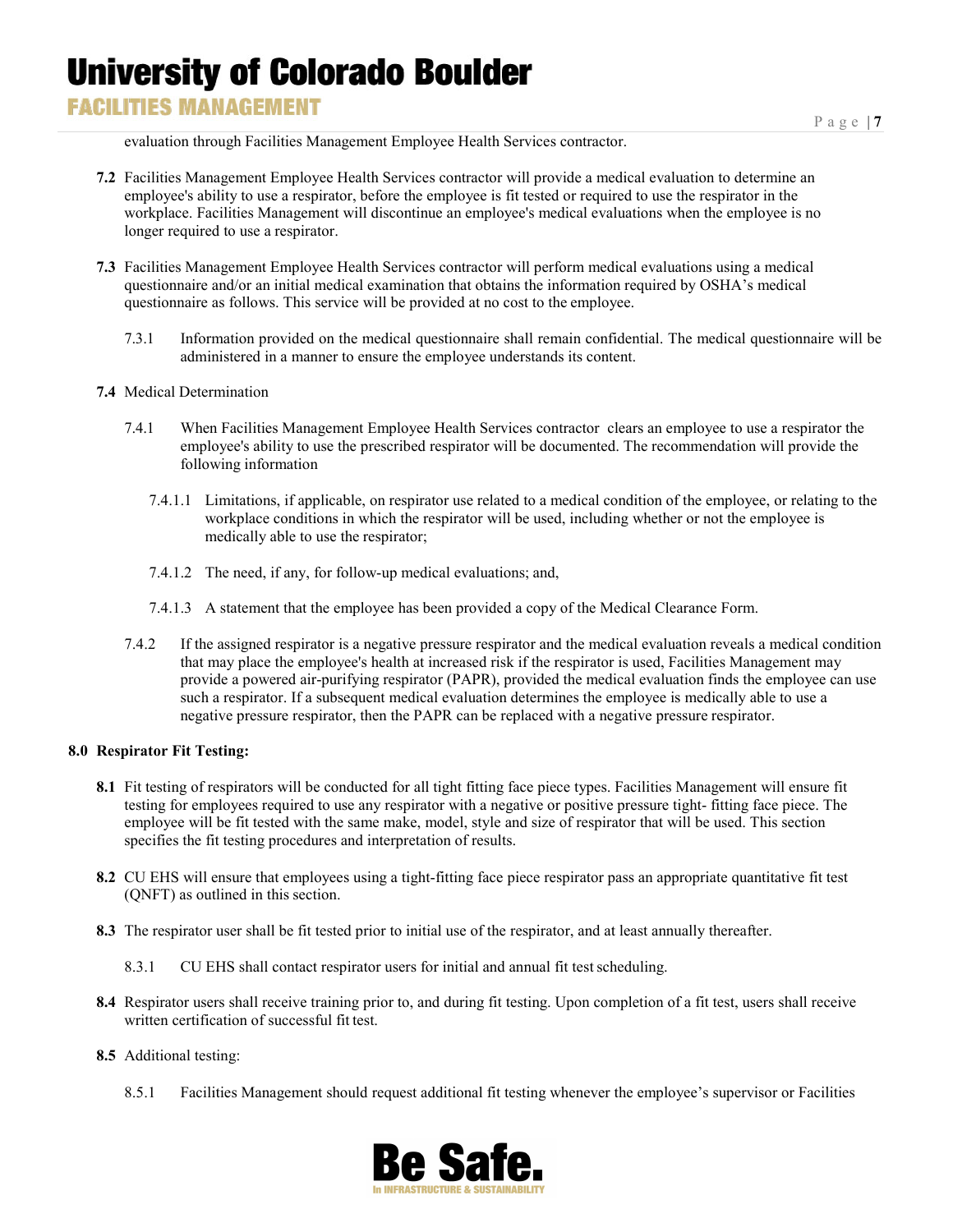evaluation through Facilities Management Employee Health Services contractor.

**7.2** Facilities Management Employee Health Services contractor will provide a medical evaluation to determine an employee's ability to use a respirator, before the employee is fit tested or required to use the respirator in the workplace. Facilities Management will discontinue an employee's medical evaluations when the employee is no longer required to use a respirator.

**7.3** Facilities Management Employee Health Services contractor will perform medical evaluations using a medical questionnaire and/or an initial medical examination that obtains the information required by OSHA's medical questionnaire as follows. This service will be provided at no cost to the employee.

7.3.1 Information provided on the medical questionnaire shall remain confidential. The medical questionnaire will be administered in a manner to ensure the employee understands its content.

**7.4** Medical Determination

7.4.1 When Facilities Management Employee Health Services contractor clears an employee to use a respirator the employee's ability to use the prescribed respirator will be documented. The recommendation will provide the following information

7.4.1.1 Limitations, if applicable, on respirator use related to a medical condition of the employee, or relating to the workplace conditions in which the respirator will be used, including whether or not the employee is medically able to use the respirator;

7.4.1.2 The need, if any, for follow-up medical evaluations; and,

7.4.1.3 A statement that the employee has been provided a copy of the Medical Clearance Form.

7.4.2 If the assigned respirator is a negative pressure respirator and the medical evaluation reveals a medical condition that may place the employee's health at increased risk if the respirator is used, Facilities Management may provide a powered air-purifying respirator (PAPR), provided the medical evaluation finds the employee can use such a respirator. If a subsequent medical evaluation determines the employee is medically able to use a negative pressure respirator, then the PAPR can be replaced with a negative pressure respirator.

## 8.0 Respirator Fit Testing:

**8.1** Fit testing of respirators will be conducted for all tight fitting face piece types. Facilities Management will ensure fit testing for employees required to use any respirator with a negative or positive pressure tight- fitting face piece. The employee will be fit tested with the same make, model, style and size of respirator that will be used. This section specifies the fit testing procedures and interpretation of results.

**8.2** CU EHS will ensure that employees using a tight-fitting face piece respirator pass an appropriate quantitative fit test (QNFT) as outlined in this section.

**8.3** The respirator user shall be fit tested prior to initial use of the respirator, and at least annually thereafter.

8.3.1 CU EHS shall contact respirator users for initial and annual fit test scheduling.

**8.4** Respirator users shall receive training prior to, and during fit testing. Upon completion of a fit test, users shall receive written certification of successful fit test.

**8.5** Additional testing:

8.5.1 Facilities Management should request additional fit testing whenever the employee's supervisor or Facilities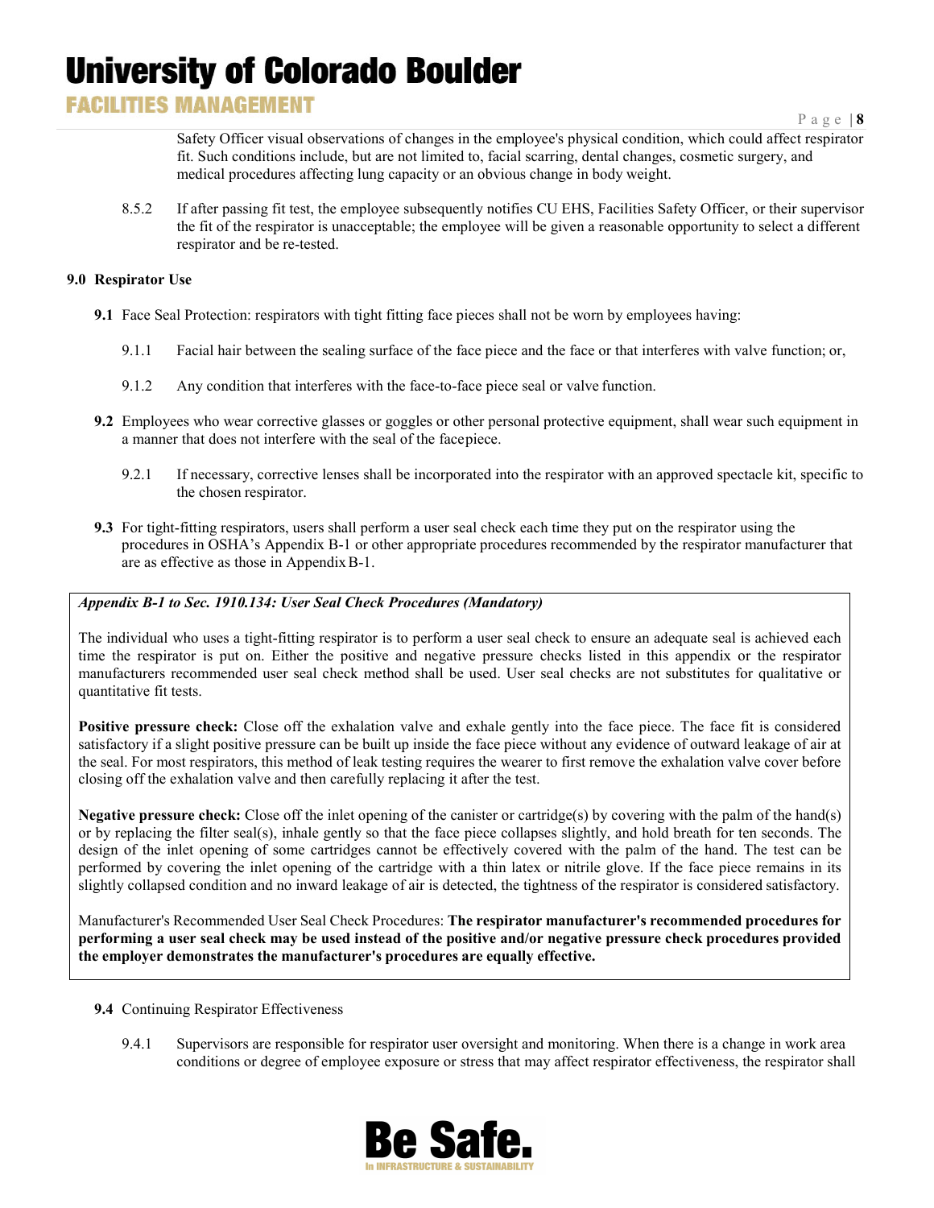Safety Officer visual observations of changes in the employee's physical condition, which could affect respirator fit. Such conditions include, but are not limited to, facial scarring, dental changes, cosmetic surgery, and medical procedures affecting lung capacity or an obvious change in body weight.

8.5.2 If after passing fit test, the employee subsequently notifies CU EHS, Facilities Safety Officer, or their supervisor the fit of the respirator is unacceptable; the employee will be given a reasonable opportunity to select a different respirator and be re-tested.

## 9.0 Respirator Use

**9.1** Face Seal Protection: respirators with tight fitting face pieces shall not be worn by employees having:

9.1.1 Facial hair between the sealing surface of the face piece and the face or that interferes with valve function; or,

9.1.2 Any condition that interferes with the face-to-face piece seal or valve function.

**9.2** Employees who wear corrective glasses or goggles or other personal protective equipment, shall wear such equipment in a manner that does not interfere with the seal of the facepiece.

9.2.1 If necessary, corrective lenses shall be incorporated into the respirator with an approved spectacle kit, specific to the chosen respirator.

**9.3** For tight-fitting respirators, users shall perform a user seal check each time they put on the respirator using the procedures in OSHA's Appendix B-1 or other appropriate procedures recommended by the respirator manufacturer that are as effective as those in Appendix B-1.

> ***Appendix B-1 to Sec. 1910.134: User Seal Check Procedures (Mandatory)***
>
> The individual who uses a tight-fitting respirator is to perform a user seal check to ensure an adequate seal is achieved each time the respirator is put on. Either the positive and negative pressure checks listed in this appendix or the respirator manufacturers recommended user seal check method shall be used. User seal checks are not substitutes for qualitative or quantitative fit tests.
>
> **Positive pressure check:** Close off the exhalation valve and exhale gently into the face piece. The face fit is considered satisfactory if a slight positive pressure can be built up inside the face piece without any evidence of outward leakage of air at the seal. For most respirators, this method of leak testing requires the wearer to first remove the exhalation valve cover before closing off the exhalation valve and then carefully replacing it after the test.
>
> **Negative pressure check:** Close off the inlet opening of the canister or cartridge(s) by covering with the palm of the hand(s) or by replacing the filter seal(s), inhale gently so that the face piece collapses slightly, and hold breath for ten seconds. The design of the inlet opening of some cartridges cannot be effectively covered with the palm of the hand. The test can be performed by covering the inlet opening of the cartridge with a thin latex or nitrile glove. If the face piece remains in its slightly collapsed condition and no inward leakage of air is detected, the tightness of the respirator is considered satisfactory.
>
> Manufacturer's Recommended User Seal Check Procedures: **The respirator manufacturer's recommended procedures for performing a user seal check may be used instead of the positive and/or negative pressure check procedures provided the employer demonstrates the manufacturer's procedures are equally effective.**

**9.4** Continuing Respirator Effectiveness

9.4.1 Supervisors are responsible for respirator user oversight and monitoring. When there is a change in work area conditions or degree of employee exposure or stress that may affect respirator effectiveness, the respirator shall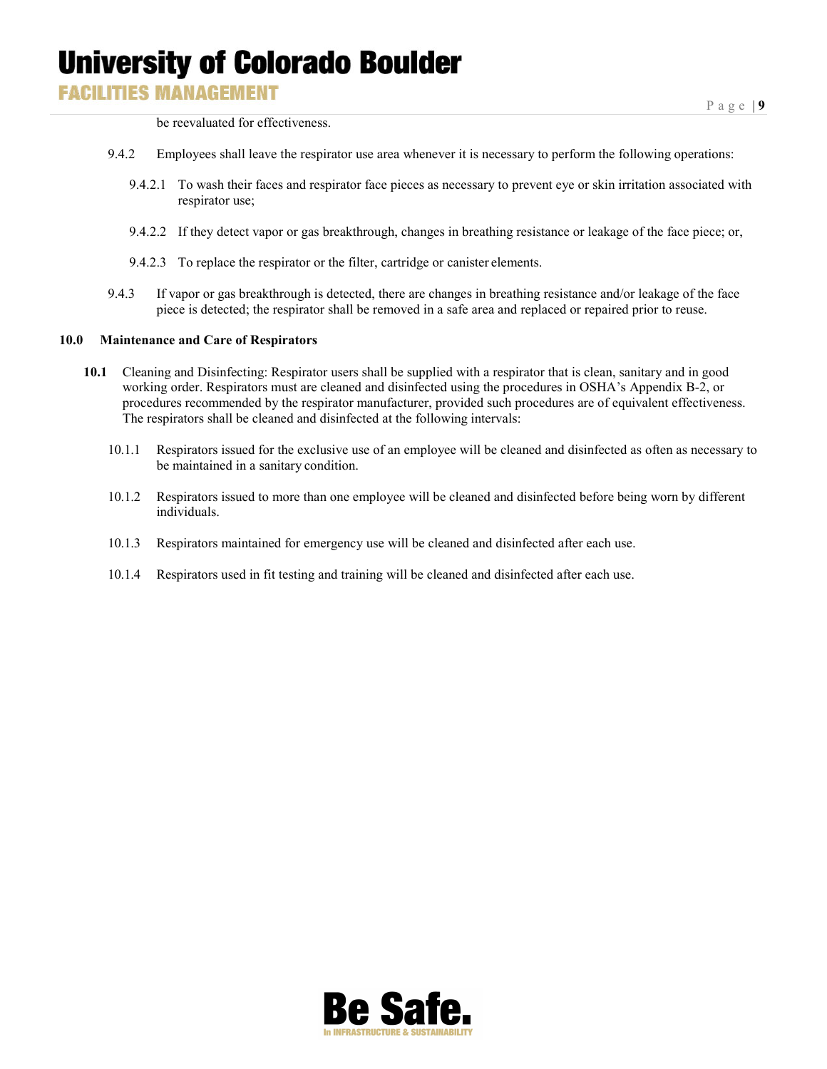be reevaluated for effectiveness.

9.4.2 Employees shall leave the respirator use area whenever it is necessary to perform the following operations:

9.4.2.1 To wash their faces and respirator face pieces as necessary to prevent eye or skin irritation associated with respirator use;

9.4.2.2 If they detect vapor or gas breakthrough, changes in breathing resistance or leakage of the face piece; or,

9.4.2.3 To replace the respirator or the filter, cartridge or canister elements.

9.4.3 If vapor or gas breakthrough is detected, there are changes in breathing resistance and/or leakage of the face piece is detected; the respirator shall be removed in a safe area and replaced or repaired prior to reuse.

## 10.0 Maintenance and Care of Respirators

**10.1** Cleaning and Disinfecting: Respirator users shall be supplied with a respirator that is clean, sanitary and in good working order. Respirators must are cleaned and disinfected using the procedures in OSHA's Appendix B-2, or procedures recommended by the respirator manufacturer, provided such procedures are of equivalent effectiveness. The respirators shall be cleaned and disinfected at the following intervals:

10.1.1 Respirators issued for the exclusive use of an employee will be cleaned and disinfected as often as necessary to be maintained in a sanitary condition.

10.1.2 Respirators issued to more than one employee will be cleaned and disinfected before being worn by different individuals.

10.1.3 Respirators maintained for emergency use will be cleaned and disinfected after each use.

10.1.4 Respirators used in fit testing and training will be cleaned and disinfected after each use.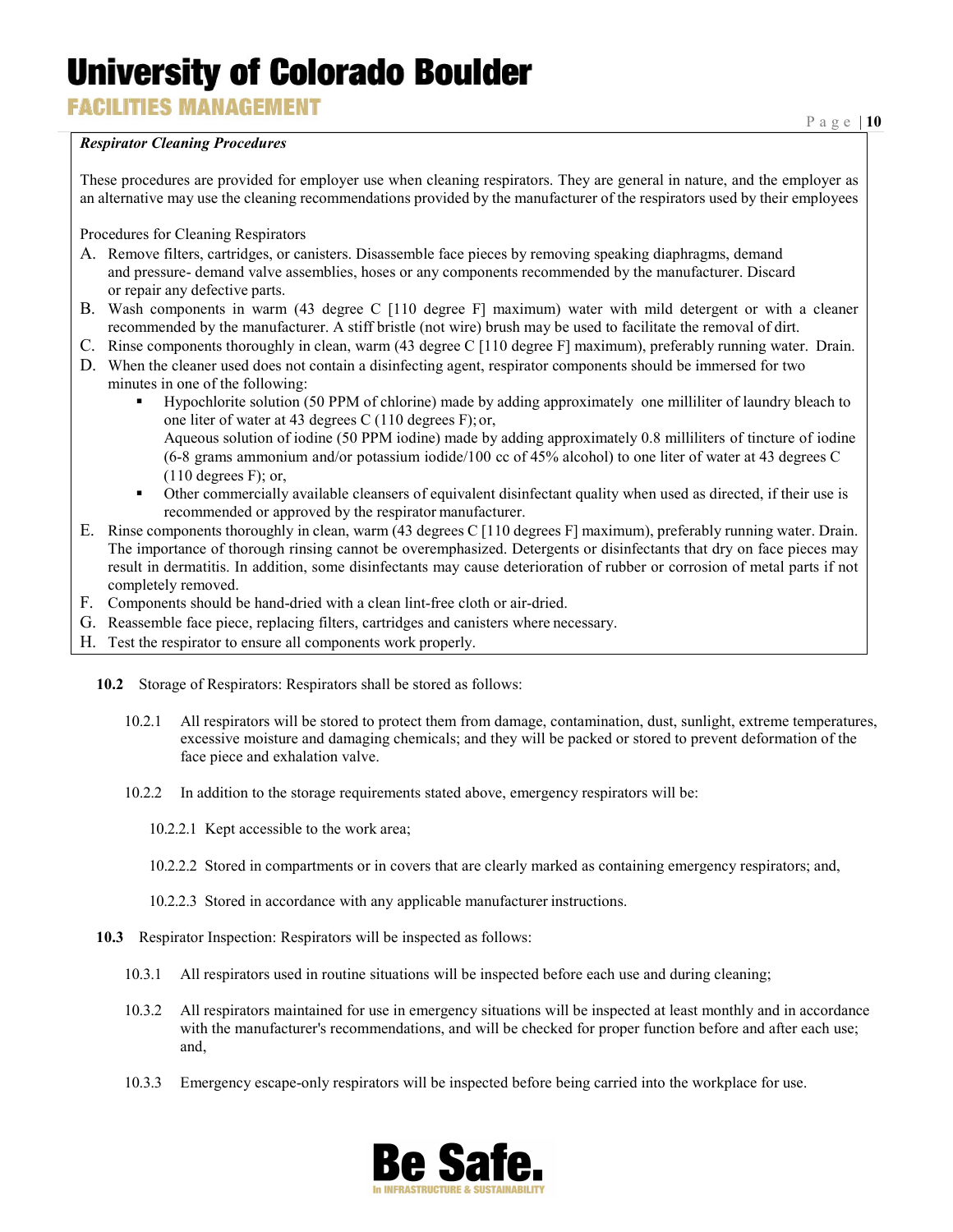***Respirator Cleaning Procedures***

These procedures are provided for employer use when cleaning respirators. They are general in nature, and the employer as an alternative may use the cleaning recommendations provided by the manufacturer of the respirators used by their employees

Procedures for Cleaning Respirators

A. Remove filters, cartridges, or canisters. Disassemble face pieces by removing speaking diaphragms, demand and pressure- demand valve assemblies, hoses or any components recommended by the manufacturer. Discard or repair any defective parts.
B. Wash components in warm (43 degree C [110 degree F] maximum) water with mild detergent or with a cleaner recommended by the manufacturer. A stiff bristle (not wire) brush may be used to facilitate the removal of dirt.
C. Rinse components thoroughly in clean, warm (43 degree C [110 degree F] maximum), preferably running water. Drain.
D. When the cleaner used does not contain a disinfecting agent, respirator components should be immersed for two minutes in one of the following:
   - Hypochlorite solution (50 PPM of chlorine) made by adding approximately one milliliter of laundry bleach to one liter of water at 43 degrees C (110 degrees F); or,
     Aqueous solution of iodine (50 PPM iodine) made by adding approximately 0.8 milliliters of tincture of iodine (6-8 grams ammonium and/or potassium iodide/100 cc of 45% alcohol) to one liter of water at 43 degrees C (110 degrees F); or,
   - Other commercially available cleansers of equivalent disinfectant quality when used as directed, if their use is recommended or approved by the respirator manufacturer.
E. Rinse components thoroughly in clean, warm (43 degrees C [110 degrees F] maximum), preferably running water. Drain. The importance of thorough rinsing cannot be overemphasized. Detergents or disinfectants that dry on face pieces may result in dermatitis. In addition, some disinfectants may cause deterioration of rubber or corrosion of metal parts if not completely removed.
F. Components should be hand-dried with a clean lint-free cloth or air-dried.
G. Reassemble face piece, replacing filters, cartridges and canisters where necessary.
H. Test the respirator to ensure all components work properly.

**10.2** Storage of Respirators: Respirators shall be stored as follows:

10.2.1 All respirators will be stored to protect them from damage, contamination, dust, sunlight, extreme temperatures, excessive moisture and damaging chemicals; and they will be packed or stored to prevent deformation of the face piece and exhalation valve.

10.2.2 In addition to the storage requirements stated above, emergency respirators will be:

10.2.2.1 Kept accessible to the work area;

10.2.2.2 Stored in compartments or in covers that are clearly marked as containing emergency respirators; and,

10.2.2.3 Stored in accordance with any applicable manufacturer instructions.

**10.3** Respirator Inspection: Respirators will be inspected as follows:

10.3.1 All respirators used in routine situations will be inspected before each use and during cleaning;

10.3.2 All respirators maintained for use in emergency situations will be inspected at least monthly and in accordance with the manufacturer's recommendations, and will be checked for proper function before and after each use; and,

10.3.3 Emergency escape-only respirators will be inspected before being carried into the workplace for use.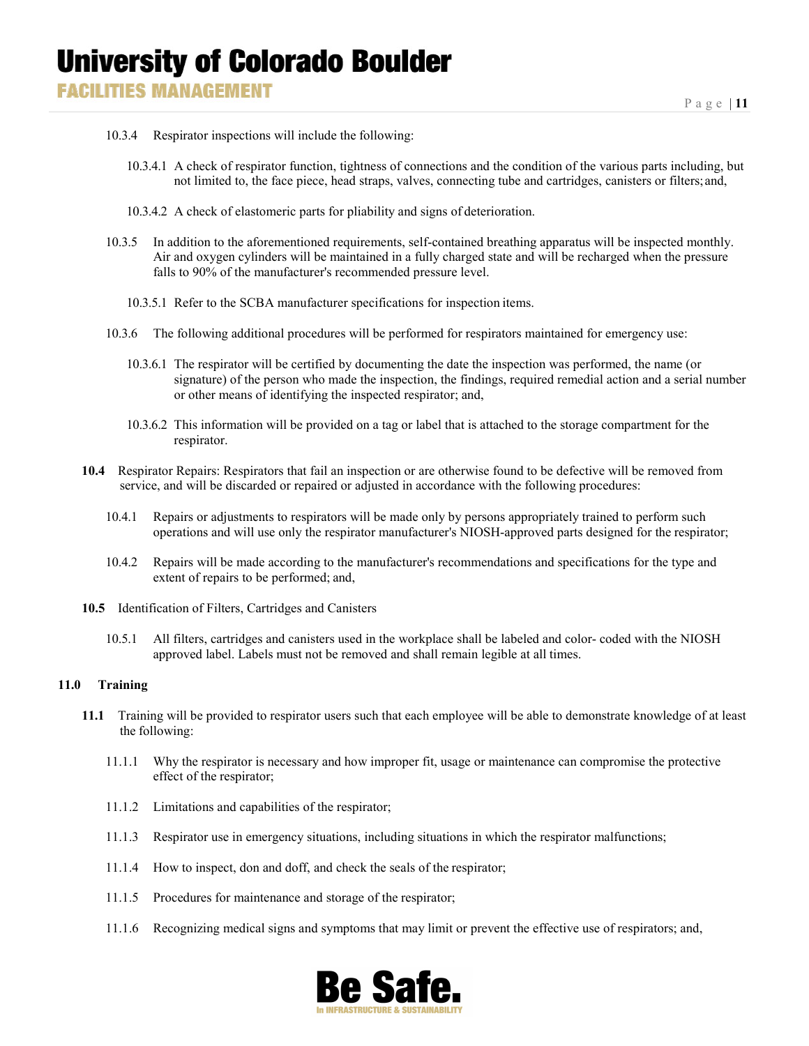10.3.4 Respirator inspections will include the following:

10.3.4.1 A check of respirator function, tightness of connections and the condition of the various parts including, but not limited to, the face piece, head straps, valves, connecting tube and cartridges, canisters or filters; and,

10.3.4.2 A check of elastomeric parts for pliability and signs of deterioration.

10.3.5 In addition to the aforementioned requirements, self-contained breathing apparatus will be inspected monthly. Air and oxygen cylinders will be maintained in a fully charged state and will be recharged when the pressure falls to 90% of the manufacturer's recommended pressure level.

10.3.5.1 Refer to the SCBA manufacturer specifications for inspection items.

10.3.6 The following additional procedures will be performed for respirators maintained for emergency use:

10.3.6.1 The respirator will be certified by documenting the date the inspection was performed, the name (or signature) of the person who made the inspection, the findings, required remedial action and a serial number or other means of identifying the inspected respirator; and,

10.3.6.2 This information will be provided on a tag or label that is attached to the storage compartment for the respirator.

**10.4** Respirator Repairs: Respirators that fail an inspection or are otherwise found to be defective will be removed from service, and will be discarded or repaired or adjusted in accordance with the following procedures:

10.4.1 Repairs or adjustments to respirators will be made only by persons appropriately trained to perform such operations and will use only the respirator manufacturer's NIOSH-approved parts designed for the respirator;

10.4.2 Repairs will be made according to the manufacturer's recommendations and specifications for the type and extent of repairs to be performed; and,

**10.5** Identification of Filters, Cartridges and Canisters

10.5.1 All filters, cartridges and canisters used in the workplace shall be labeled and color- coded with the NIOSH approved label. Labels must not be removed and shall remain legible at all times.

## 11.0 Training

**11.1** Training will be provided to respirator users such that each employee will be able to demonstrate knowledge of at least the following:

11.1.1 Why the respirator is necessary and how improper fit, usage or maintenance can compromise the protective effect of the respirator;

11.1.2 Limitations and capabilities of the respirator;

11.1.3 Respirator use in emergency situations, including situations in which the respirator malfunctions;

11.1.4 How to inspect, don and doff, and check the seals of the respirator;

11.1.5 Procedures for maintenance and storage of the respirator;

11.1.6 Recognizing medical signs and symptoms that may limit or prevent the effective use of respirators; and,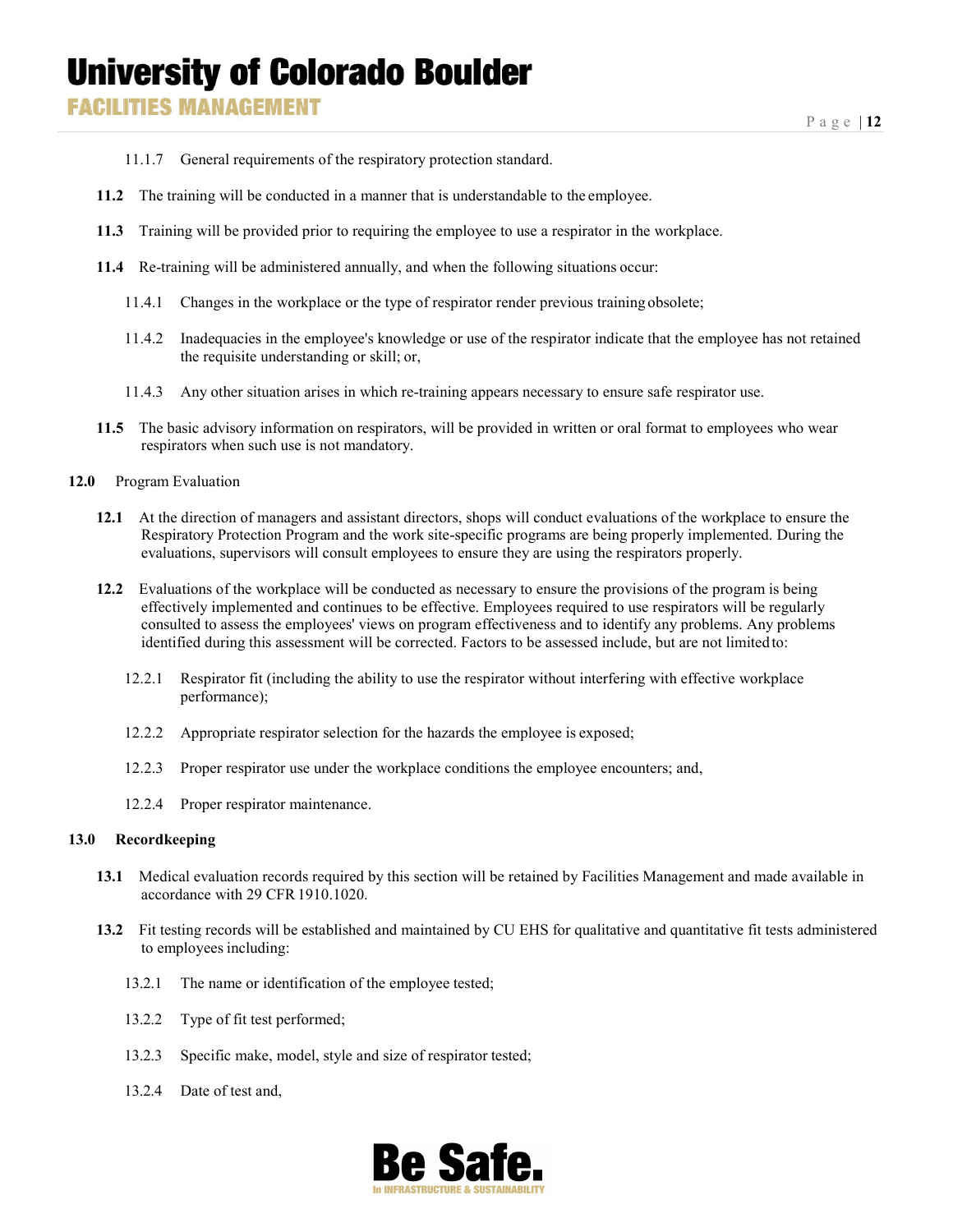11.1.7 General requirements of the respiratory protection standard.

**11.2** The training will be conducted in a manner that is understandable to the employee.

**11.3** Training will be provided prior to requiring the employee to use a respirator in the workplace.

**11.4** Re-training will be administered annually, and when the following situations occur:

11.4.1 Changes in the workplace or the type of respirator render previous training obsolete;

11.4.2 Inadequacies in the employee's knowledge or use of the respirator indicate that the employee has not retained the requisite understanding or skill; or,

11.4.3 Any other situation arises in which re-training appears necessary to ensure safe respirator use.

**11.5** The basic advisory information on respirators, will be provided in written or oral format to employees who wear respirators when such use is not mandatory.

**12.0** Program Evaluation

**12.1** At the direction of managers and assistant directors, shops will conduct evaluations of the workplace to ensure the Respiratory Protection Program and the work site-specific programs are being properly implemented. During the evaluations, supervisors will consult employees to ensure they are using the respirators properly.

**12.2** Evaluations of the workplace will be conducted as necessary to ensure the provisions of the program is being effectively implemented and continues to be effective. Employees required to use respirators will be regularly consulted to assess the employees' views on program effectiveness and to identify any problems. Any problems identified during this assessment will be corrected. Factors to be assessed include, but are not limited to:

12.2.1 Respirator fit (including the ability to use the respirator without interfering with effective workplace performance);

12.2.2 Appropriate respirator selection for the hazards the employee is exposed;

12.2.3 Proper respirator use under the workplace conditions the employee encounters; and,

12.2.4 Proper respirator maintenance.

**13.0 Recordkeeping**

**13.1** Medical evaluation records required by this section will be retained by Facilities Management and made available in accordance with 29 CFR 1910.1020.

**13.2** Fit testing records will be established and maintained by CU EHS for qualitative and quantitative fit tests administered to employees including:

13.2.1 The name or identification of the employee tested;

13.2.2 Type of fit test performed;

13.2.3 Specific make, model, style and size of respirator tested;

13.2.4 Date of test and,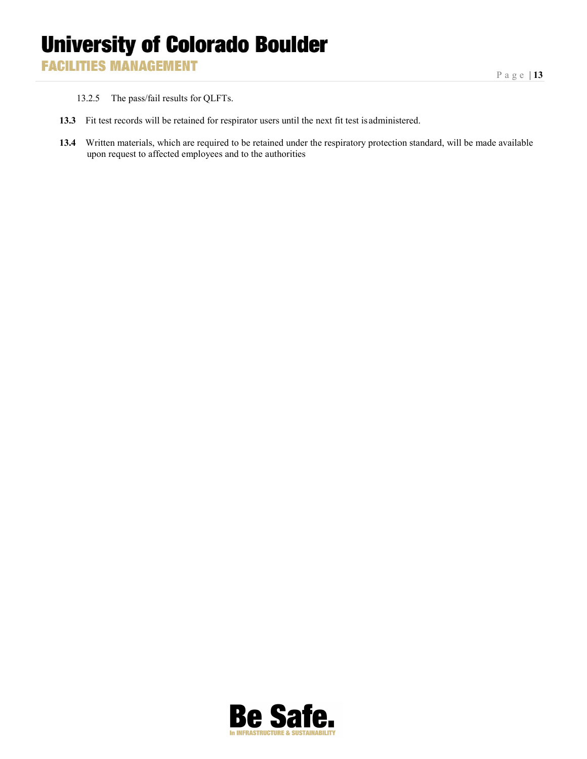13.2.5 The pass/fail results for QLFTs.

**13.3** Fit test records will be retained for respirator users until the next fit test is administered.

**13.4** Written materials, which are required to be retained under the respiratory protection standard, will be made available upon request to affected employees and to the authorities